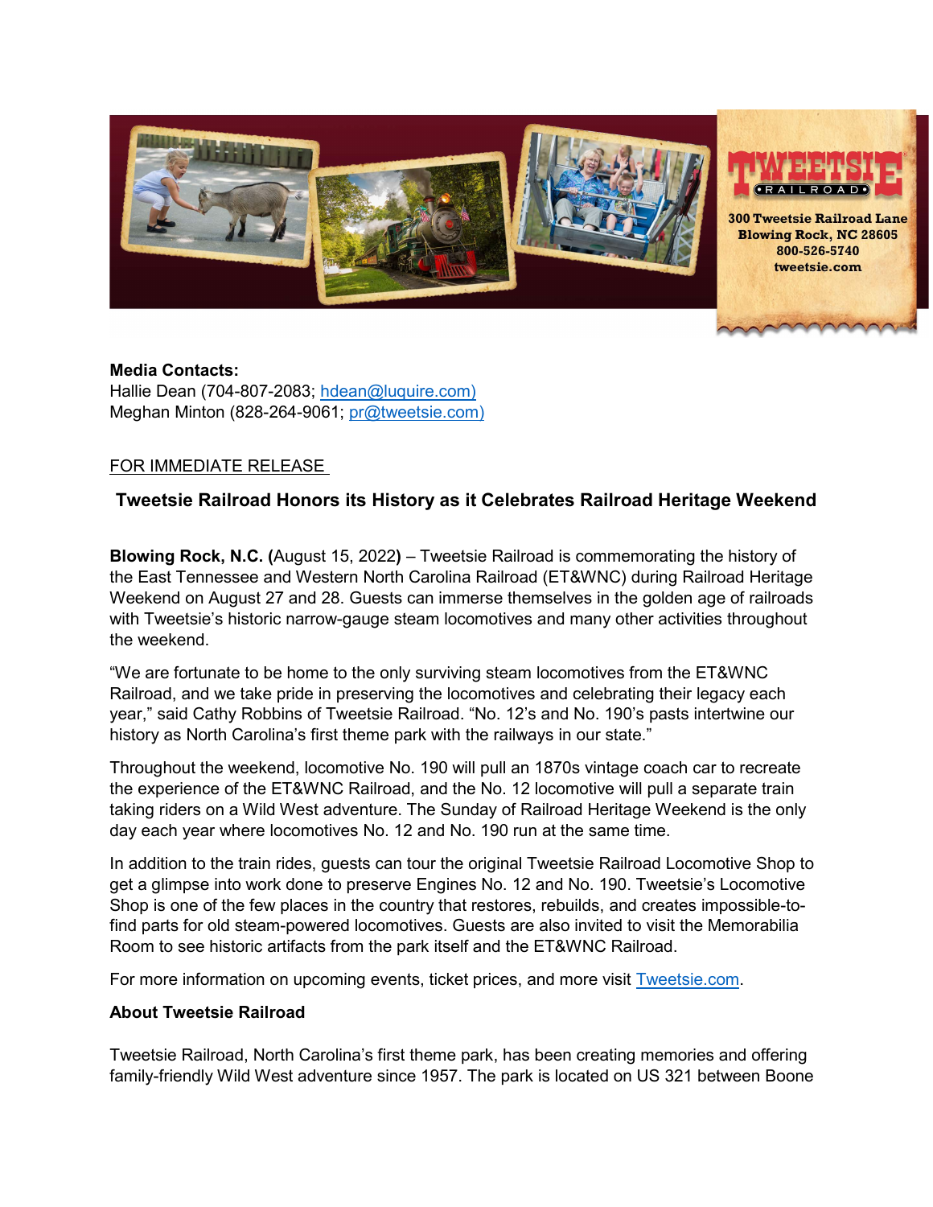300 Tweetsie Railroad Lane
Blowing Rock, NC 28605
800-526-5740
tweetsie.com

**Media Contacts:**
Hallie Dean (704-807-2083; hdean@luquire.com)
Meghan Minton (828-264-9061; pr@tweetsie.com)

FOR IMMEDIATE RELEASE

## Tweetsie Railroad Honors its History as it Celebrates Railroad Heritage Weekend

**Blowing Rock, N.C. (**August 15, 2022**)** – Tweetsie Railroad is commemorating the history of the East Tennessee and Western North Carolina Railroad (ET&WNC) during Railroad Heritage Weekend on August 27 and 28. Guests can immerse themselves in the golden age of railroads with Tweetsie's historic narrow-gauge steam locomotives and many other activities throughout the weekend.

"We are fortunate to be home to the only surviving steam locomotives from the ET&WNC Railroad, and we take pride in preserving the locomotives and celebrating their legacy each year," said Cathy Robbins of Tweetsie Railroad. "No. 12's and No. 190's pasts intertwine our history as North Carolina's first theme park with the railways in our state."

Throughout the weekend, locomotive No. 190 will pull an 1870s vintage coach car to recreate the experience of the ET&WNC Railroad, and the No. 12 locomotive will pull a separate train taking riders on a Wild West adventure. The Sunday of Railroad Heritage Weekend is the only day each year where locomotives No. 12 and No. 190 run at the same time.

In addition to the train rides, guests can tour the original Tweetsie Railroad Locomotive Shop to get a glimpse into work done to preserve Engines No. 12 and No. 190. Tweetsie's Locomotive Shop is one of the few places in the country that restores, rebuilds, and creates impossible-to-find parts for old steam-powered locomotives. Guests are also invited to visit the Memorabilia Room to see historic artifacts from the park itself and the ET&WNC Railroad.

For more information on upcoming events, ticket prices, and more visit Tweetsie.com.

**About Tweetsie Railroad**

Tweetsie Railroad, North Carolina's first theme park, has been creating memories and offering family-friendly Wild West adventure since 1957. The park is located on US 321 between Boone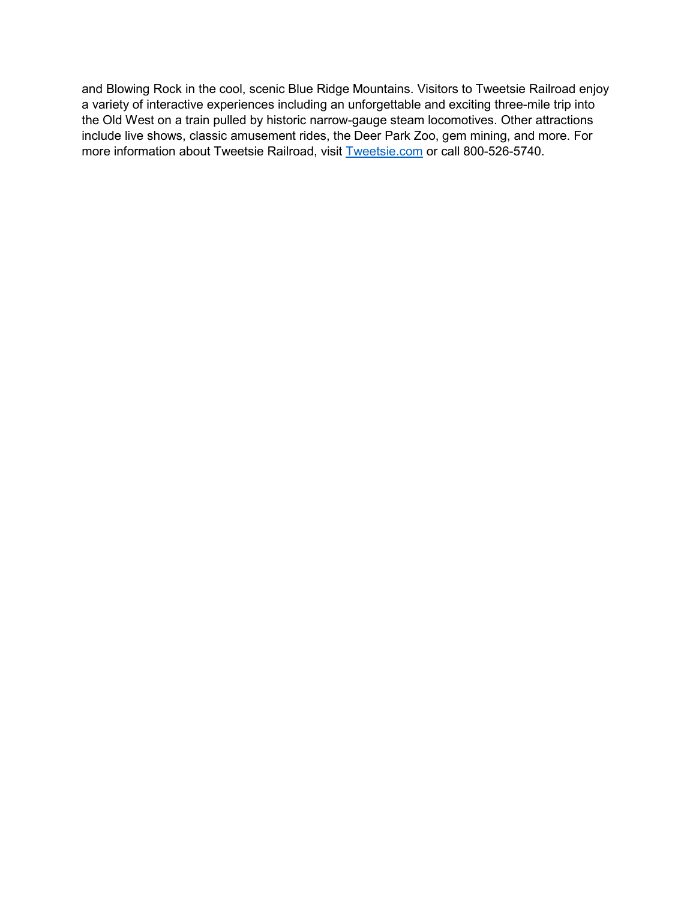and Blowing Rock in the cool, scenic Blue Ridge Mountains. Visitors to Tweetsie Railroad enjoy a variety of interactive experiences including an unforgettable and exciting three-mile trip into the Old West on a train pulled by historic narrow-gauge steam locomotives. Other attractions include live shows, classic amusement rides, the Deer Park Zoo, gem mining, and more. For more information about Tweetsie Railroad, visit [Tweetsie.com](Tweetsie.com) or call 800-526-5740.